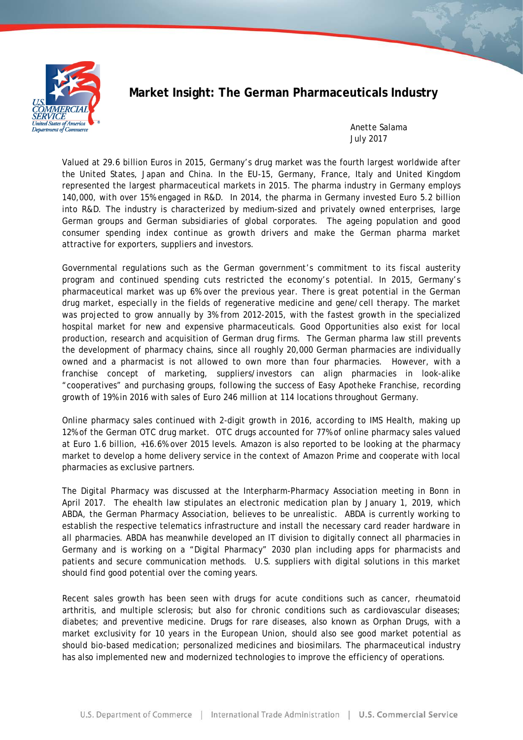# Market Insight: The German Pharmaceuticals Industry

Anette Salama
July 2017

Valued at 29.6 billion Euros in 2015, Germany's drug market was the fourth largest worldwide after the United States, Japan and China. In the EU-15, Germany, France, Italy and United Kingdom represented the largest pharmaceutical markets in 2015. The pharma industry in Germany employs 140,000, with over 15% engaged in R&D. In 2014, the pharma in Germany invested Euro 5.2 billion into R&D. The industry is characterized by medium-sized and privately owned enterprises, large German groups and German subsidiaries of global corporates. The ageing population and good consumer spending index continue as growth drivers and make the German pharma market attractive for exporters, suppliers and investors.

Governmental regulations such as the German government's commitment to its fiscal austerity program and continued spending cuts restricted the economy's potential. In 2015, Germany's pharmaceutical market was up 6% over the previous year. There is great potential in the German drug market, especially in the fields of regenerative medicine and gene/cell therapy. The market was projected to grow annually by 3% from 2012-2015, with the fastest growth in the specialized hospital market for new and expensive pharmaceuticals. Good Opportunities also exist for local production, research and acquisition of German drug firms. The German pharma law still prevents the development of pharmacy chains, since all roughly 20,000 German pharmacies are individually owned and a pharmacist is not allowed to own more than four pharmacies. However, with a franchise concept of marketing, suppliers/investors can align pharmacies in look-alike "cooperatives" and purchasing groups, following the success of Easy Apotheke Franchise, recording growth of 19% in 2016 with sales of Euro 246 million at 114 locations throughout Germany.

Online pharmacy sales continued with 2-digit growth in 2016, according to IMS Health, making up 12% of the German OTC drug market. OTC drugs accounted for 77% of online pharmacy sales valued at Euro 1.6 billion, +16.6% over 2015 levels. Amazon is also reported to be looking at the pharmacy market to develop a home delivery service in the context of Amazon Prime and cooperate with local pharmacies as exclusive partners.

The Digital Pharmacy was discussed at the Interpharm-Pharmacy Association meeting in Bonn in April 2017. The ehealth law stipulates an electronic medication plan by January 1, 2019, which ABDA, the German Pharmacy Association, believes to be unrealistic. ABDA is currently working to establish the respective telematics infrastructure and install the necessary card reader hardware in all pharmacies. ABDA has meanwhile developed an IT division to digitally connect all pharmacies in Germany and is working on a "Digital Pharmacy" 2030 plan including apps for pharmacists and patients and secure communication methods. U.S. suppliers with digital solutions in this market should find good potential over the coming years.

Recent sales growth has been seen with drugs for acute conditions such as cancer, rheumatoid arthritis, and multiple sclerosis; but also for chronic conditions such as cardiovascular diseases; diabetes; and preventive medicine. Drugs for rare diseases, also known as Orphan Drugs, with a market exclusivity for 10 years in the European Union, should also see good market potential as should bio-based medication; personalized medicines and biosimilars. The pharmaceutical industry has also implemented new and modernized technologies to improve the efficiency of operations.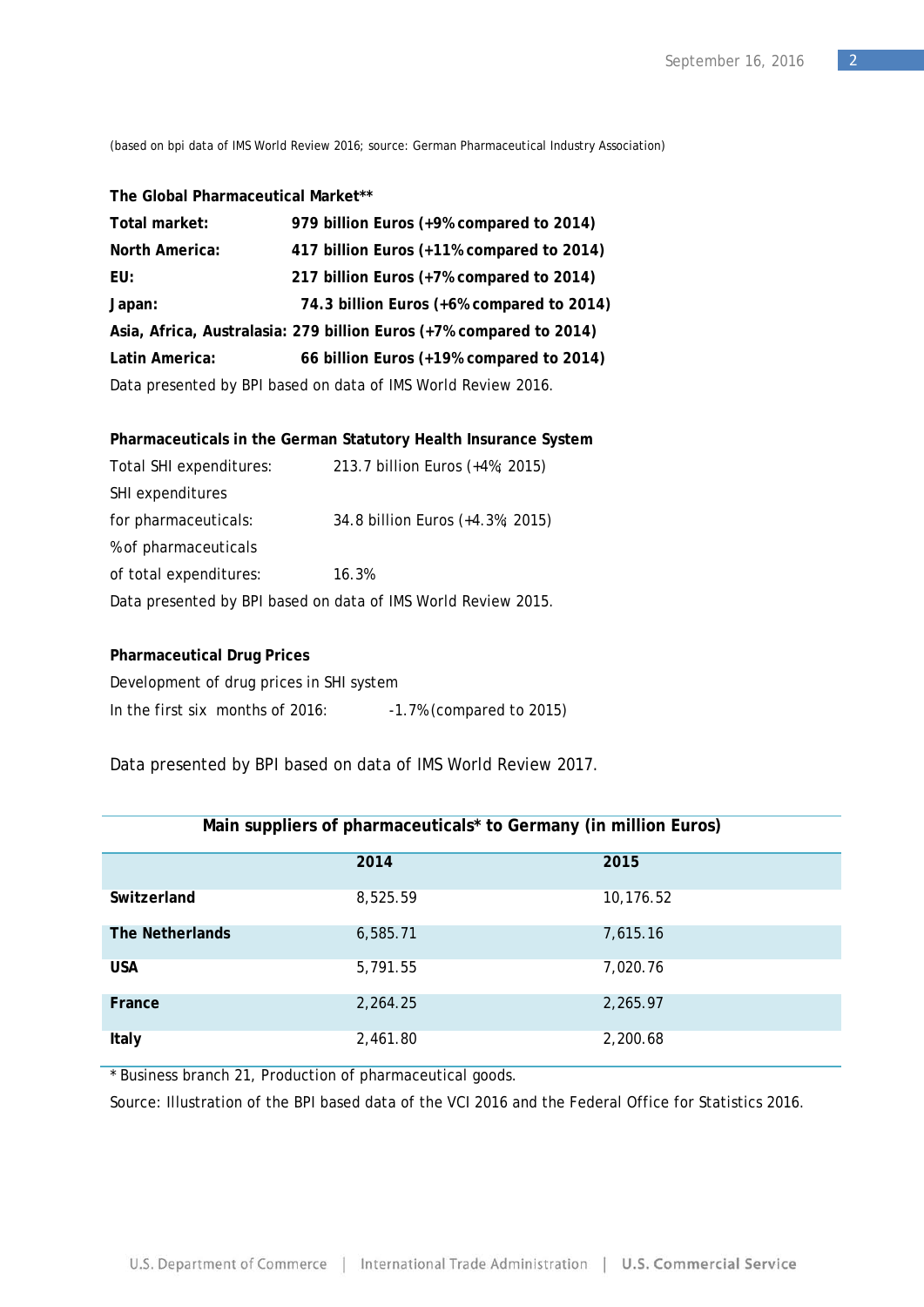(based on bpi data of IMS World Review 2016; source: German Pharmaceutical Industry Association)

**The Global Pharmaceutical Market****

**Total market:** **979 billion Euros (+9% compared to 2014)**

**North America:** **417 billion Euros (+11% compared to 2014)**

**EU:** **217 billion Euros (+7% compared to 2014)**

**Japan:** **74.3 billion Euros (+6% compared to 2014)**

**Asia, Africa, Australasia: 279 billion Euros (+7% compared to 2014)**

**Latin America:** **66 billion Euros (+19% compared to 2014)**

Data presented by BPI based on data of IMS World Review 2016.

**Pharmaceuticals in the German Statutory Health Insurance System**

Total SHI expenditures: 213.7 billion Euros (+4%; 2015)

SHI expenditures for pharmaceuticals: 34.8 billion Euros (+4.3%; 2015)

% of pharmaceuticals of total expenditures: 16.3%

Data presented by BPI based on data of IMS World Review 2015.

**Pharmaceutical Drug Prices**

Development of drug prices in SHI system

In the first six months of 2016: -1.7% (compared to 2015)

Data presented by BPI based on data of IMS World Review 2017.

**Main suppliers of pharmaceuticals* to Germany (in million Euros)**

| | 2014 | 2015 |
|---|---|---|
| **Switzerland** | 8,525.59 | 10,176.52 |
| **The Netherlands** | 6,585.71 | 7,615.16 |
| **USA** | 5,791.55 | 7,020.76 |
| **France** | 2,264.25 | 2,265.97 |
| **Italy** | 2,461.80 | 2,200.68 |

* Business branch 21, Production of pharmaceutical goods.

Source: Illustration of the BPI based data of the VCI 2016 and the Federal Office for Statistics 2016.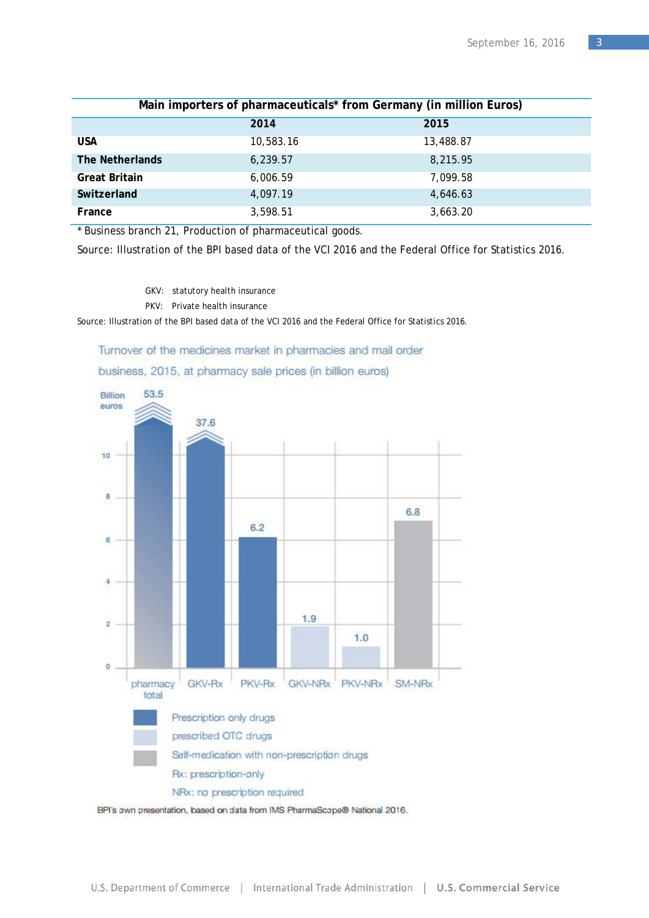| Main importers of pharmaceuticals* from Germany (in million Euros) | | |
|---|---|---|
| | **2014** | **2015** |
| **USA** | 10,583.16 | 13,488.87 |
| **The Netherlands** | 6,239.57 | 8,215.95 |
| **Great Britain** | 6,006.59 | 7,099.58 |
| **Switzerland** | 4,097.19 | 4,646.63 |
| **France** | 3,598.51 | 3,663.20 |

* Business branch 21, Production of pharmaceutical goods.

Source: Illustration of the BPI based data of the VCI 2016 and the Federal Office for Statistics 2016.

GKV: statutory health insurance

PKV: Private health insurance

Source: Illustration of the BPI based data of the VCI 2016 and the Federal Office for Statistics 2016.

Turnover of the medicines market in pharmacies and mail order business, 2015, at pharmacy sale prices (in billion euros)

| Category | Billion euros |
|---|---|
| pharmacy total | 53.5 |
| GKV-Rx | 37.6 |
| PKV-Rx | 6.2 |
| GKV-NRx | 1.9 |
| PKV-NRx | 1.0 |
| SM-NRx | 6.8 |

Prescription only drugs

prescribed OTC drugs

Self-medication with non-prescription drugs

Rx: prescription-only

NRx: no prescription required

BPI's own presentation, based on data from IMS PharmaScope® National 2016.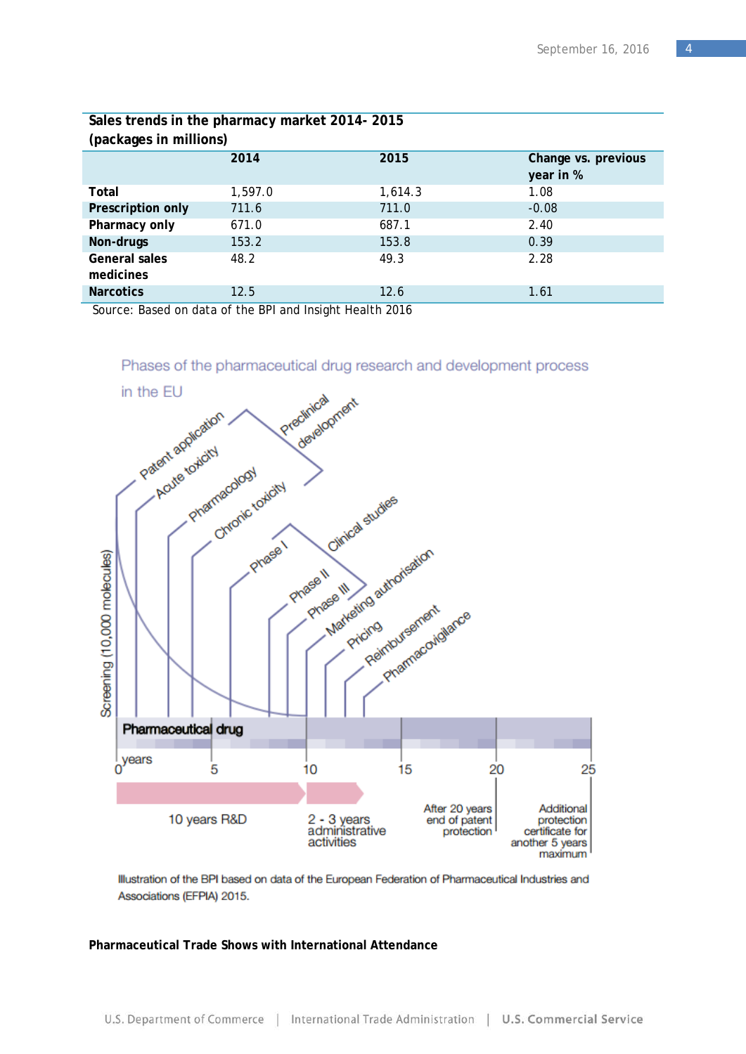**Sales trends in the pharmacy market 2014- 2015 (packages in millions)**

| | 2014 | 2015 | Change vs. previous year in % |
|---|---|---|---|
| **Total** | 1,597.0 | 1,614.3 | 1.08 |
| **Prescription only** | 711.6 | 711.0 | -0.08 |
| **Pharmacy only** | 671.0 | 687.1 | 2.40 |
| **Non-drugs** | 153.2 | 153.8 | 0.39 |
| **General sales medicines** | 48.2 | 49.3 | 2.28 |
| **Narcotics** | 12.5 | 12.6 | 1.61 |

Source: Based on data of the BPI and Insight Health 2016

Phases of the pharmaceutical drug research and development process in the EU

Patent application, Acute toxicity, Pharmacology, Chronic toxicity, Preclinical development, Phase I, Phase II, Phase III, Clinical studies, Marketing authorisation, Pricing, Reimbursement, Pharmacovigilance

Screening (10,000 molecules)

Pharmaceutical drug

years 0, 5, 10, 15, 20, 25

10 years R&D

2 - 3 years administrative activities

After 20 years end of patent protection

Additional protection certificate for another 5 years maximum

Illustration of the BPI based on data of the European Federation of Pharmaceutical Industries and Associations (EFPIA) 2015.

**Pharmaceutical Trade Shows with International Attendance**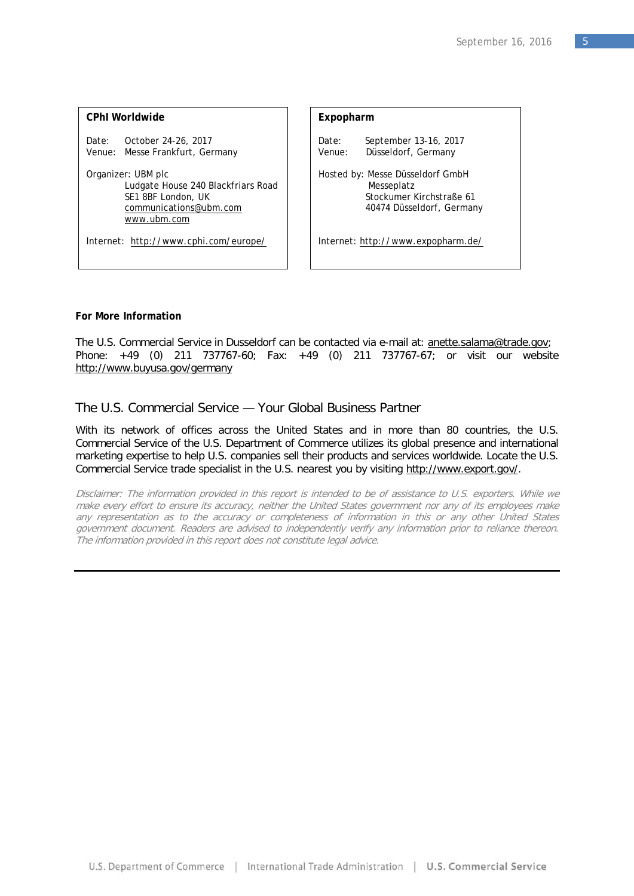**CPhI Worldwide**

Date: October 24-26, 2017
Venue: Messe Frankfurt, Germany

Organizer: UBM plc
Ludgate House 240 Blackfriars Road
SE1 8BF London, UK
communications@ubm.com
www.ubm.com

Internet: http://www.cphi.com/europe/

**Expopharm**

Date: September 13-16, 2017
Venue: Düsseldorf, Germany

Hosted by: Messe Düsseldorf GmbH
Messeplatz
Stockumer Kirchstraße 61
40474 Düsseldorf, Germany

Internet: http://www.expopharm.de/

**For More Information**

The U.S. Commercial Service in Dusseldorf can be contacted via e-mail at: anette.salama@trade.gov; Phone: +49 (0) 211 737767-60; Fax: +49 (0) 211 737767-67; or visit our website http://www.buyusa.gov/germany

## The U.S. Commercial Service — Your Global Business Partner

With its network of offices across the United States and in more than 80 countries, the U.S. Commercial Service of the U.S. Department of Commerce utilizes its global presence and international marketing expertise to help U.S. companies sell their products and services worldwide. Locate the U.S. Commercial Service trade specialist in the U.S. nearest you by visiting http://www.export.gov/.

*Disclaimer: The information provided in this report is intended to be of assistance to U.S. exporters. While we make every effort to ensure its accuracy, neither the United States government nor any of its employees make any representation as to the accuracy or completeness of information in this or any other United States government document. Readers are advised to independently verify any information prior to reliance thereon. The information provided in this report does not constitute legal advice.*